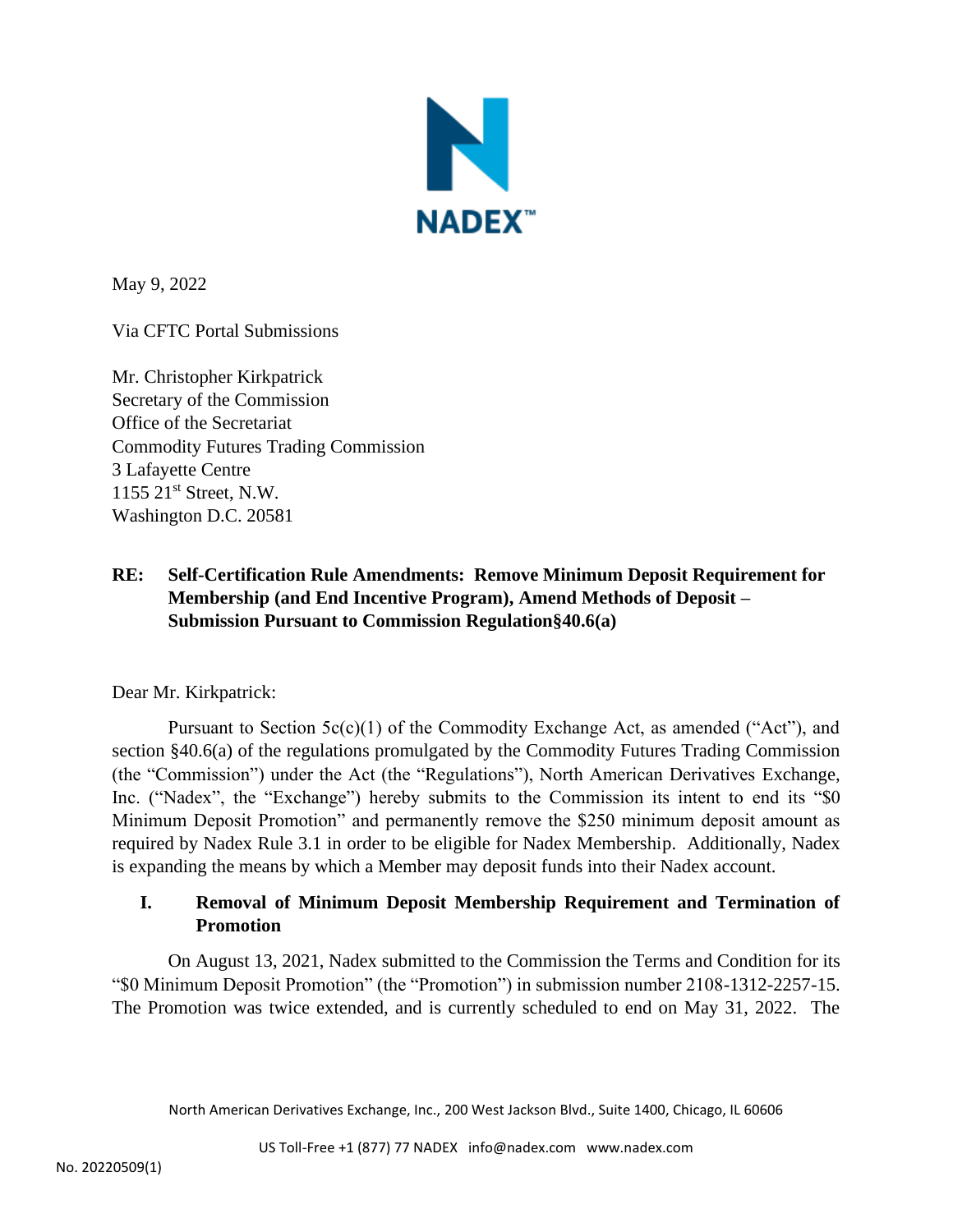NADEX™

May 9, 2022

Via CFTC Portal Submissions

Mr. Christopher Kirkpatrick
Secretary of the Commission
Office of the Secretariat
Commodity Futures Trading Commission
3 Lafayette Centre
1155 21st Street, N.W.
Washington D.C. 20581

**RE: Self-Certification Rule Amendments: Remove Minimum Deposit Requirement for Membership (and End Incentive Program), Amend Methods of Deposit – Submission Pursuant to Commission Regulation§40.6(a)**

Dear Mr. Kirkpatrick:

Pursuant to Section 5c(c)(1) of the Commodity Exchange Act, as amended ("Act"), and section §40.6(a) of the regulations promulgated by the Commodity Futures Trading Commission (the "Commission") under the Act (the "Regulations"), North American Derivatives Exchange, Inc. ("Nadex", the "Exchange") hereby submits to the Commission its intent to end its "$0 Minimum Deposit Promotion" and permanently remove the $250 minimum deposit amount as required by Nadex Rule 3.1 in order to be eligible for Nadex Membership. Additionally, Nadex is expanding the means by which a Member may deposit funds into their Nadex account.

## I. Removal of Minimum Deposit Membership Requirement and Termination of Promotion

On August 13, 2021, Nadex submitted to the Commission the Terms and Condition for its "$0 Minimum Deposit Promotion" (the "Promotion") in submission number 2108-1312-2257-15. The Promotion was twice extended, and is currently scheduled to end on May 31, 2022. The

North American Derivatives Exchange, Inc., 200 West Jackson Blvd., Suite 1400, Chicago, IL 60606

US Toll-Free +1 (877) 77 NADEX info@nadex.com www.nadex.com

No. 20220509(1)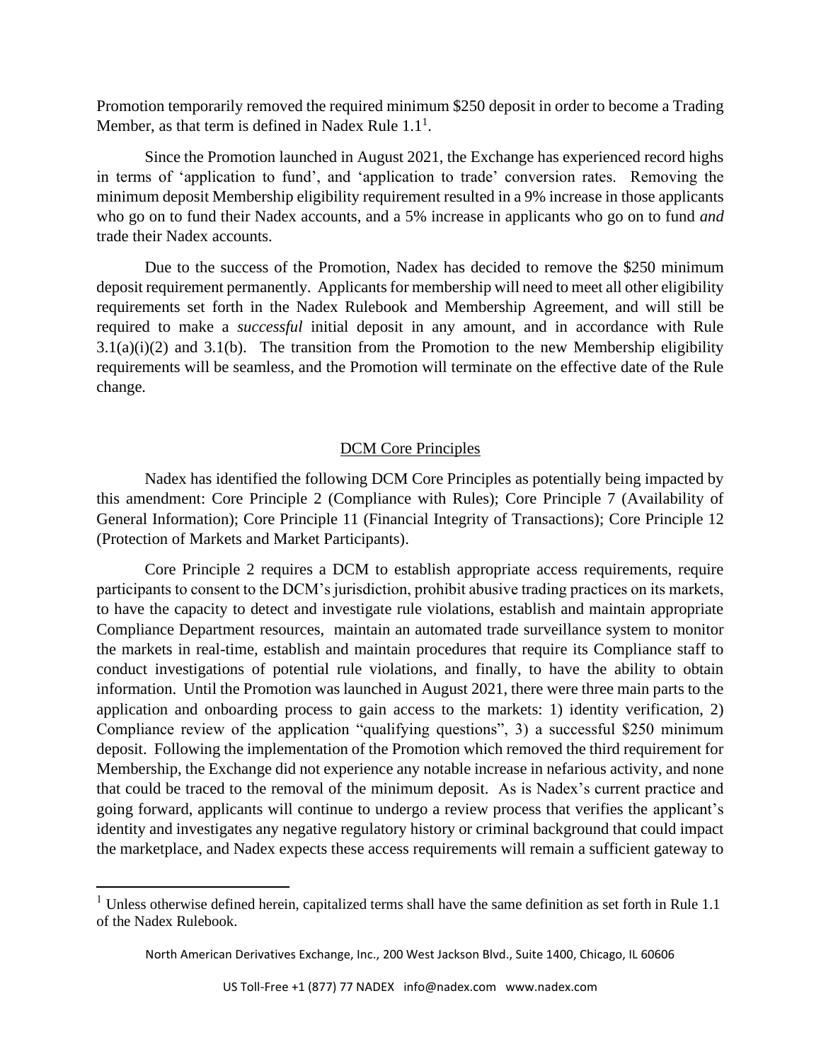Promotion temporarily removed the required minimum $250 deposit in order to become a Trading Member, as that term is defined in Nadex Rule 1.1[1].

Since the Promotion launched in August 2021, the Exchange has experienced record highs in terms of 'application to fund', and 'application to trade' conversion rates. Removing the minimum deposit Membership eligibility requirement resulted in a 9% increase in those applicants who go on to fund their Nadex accounts, and a 5% increase in applicants who go on to fund *and* trade their Nadex accounts.

Due to the success of the Promotion, Nadex has decided to remove the $250 minimum deposit requirement permanently. Applicants for membership will need to meet all other eligibility requirements set forth in the Nadex Rulebook and Membership Agreement, and will still be required to make a *successful* initial deposit in any amount, and in accordance with Rule 3.1(a)(i)(2) and 3.1(b). The transition from the Promotion to the new Membership eligibility requirements will be seamless, and the Promotion will terminate on the effective date of the Rule change.

## DCM Core Principles

Nadex has identified the following DCM Core Principles as potentially being impacted by this amendment: Core Principle 2 (Compliance with Rules); Core Principle 7 (Availability of General Information); Core Principle 11 (Financial Integrity of Transactions); Core Principle 12 (Protection of Markets and Market Participants).

Core Principle 2 requires a DCM to establish appropriate access requirements, require participants to consent to the DCM's jurisdiction, prohibit abusive trading practices on its markets, to have the capacity to detect and investigate rule violations, establish and maintain appropriate Compliance Department resources, maintain an automated trade surveillance system to monitor the markets in real-time, establish and maintain procedures that require its Compliance staff to conduct investigations of potential rule violations, and finally, to have the ability to obtain information. Until the Promotion was launched in August 2021, there were three main parts to the application and onboarding process to gain access to the markets: 1) identity verification, 2) Compliance review of the application "qualifying questions", 3) a successful $250 minimum deposit. Following the implementation of the Promotion which removed the third requirement for Membership, the Exchange did not experience any notable increase in nefarious activity, and none that could be traced to the removal of the minimum deposit. As is Nadex's current practice and going forward, applicants will continue to undergo a review process that verifies the applicant's identity and investigates any negative regulatory history or criminal background that could impact the marketplace, and Nadex expects these access requirements will remain a sufficient gateway to

[1] Unless otherwise defined herein, capitalized terms shall have the same definition as set forth in Rule 1.1 of the Nadex Rulebook.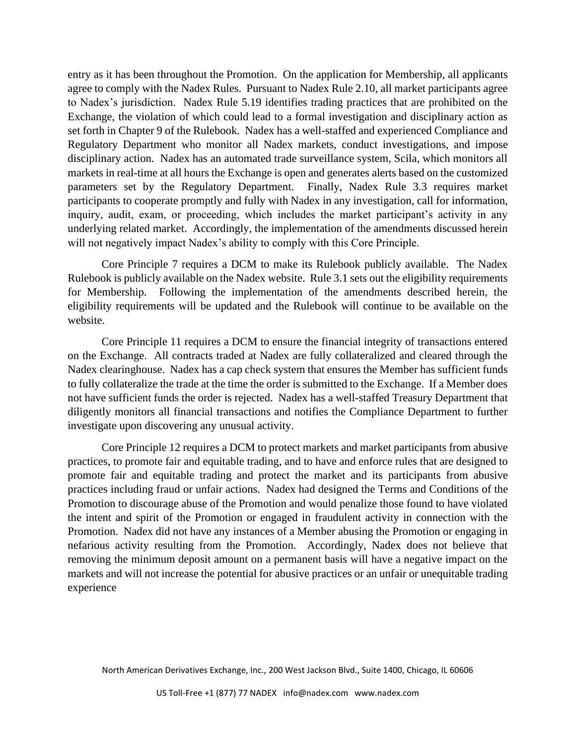entry as it has been throughout the Promotion. On the application for Membership, all applicants agree to comply with the Nadex Rules. Pursuant to Nadex Rule 2.10, all market participants agree to Nadex's jurisdiction. Nadex Rule 5.19 identifies trading practices that are prohibited on the Exchange, the violation of which could lead to a formal investigation and disciplinary action as set forth in Chapter 9 of the Rulebook. Nadex has a well-staffed and experienced Compliance and Regulatory Department who monitor all Nadex markets, conduct investigations, and impose disciplinary action. Nadex has an automated trade surveillance system, Scila, which monitors all markets in real-time at all hours the Exchange is open and generates alerts based on the customized parameters set by the Regulatory Department. Finally, Nadex Rule 3.3 requires market participants to cooperate promptly and fully with Nadex in any investigation, call for information, inquiry, audit, exam, or proceeding, which includes the market participant's activity in any underlying related market. Accordingly, the implementation of the amendments discussed herein will not negatively impact Nadex's ability to comply with this Core Principle.

Core Principle 7 requires a DCM to make its Rulebook publicly available. The Nadex Rulebook is publicly available on the Nadex website. Rule 3.1 sets out the eligibility requirements for Membership. Following the implementation of the amendments described herein, the eligibility requirements will be updated and the Rulebook will continue to be available on the website.

Core Principle 11 requires a DCM to ensure the financial integrity of transactions entered on the Exchange. All contracts traded at Nadex are fully collateralized and cleared through the Nadex clearinghouse. Nadex has a cap check system that ensures the Member has sufficient funds to fully collateralize the trade at the time the order is submitted to the Exchange. If a Member does not have sufficient funds the order is rejected. Nadex has a well-staffed Treasury Department that diligently monitors all financial transactions and notifies the Compliance Department to further investigate upon discovering any unusual activity.

Core Principle 12 requires a DCM to protect markets and market participants from abusive practices, to promote fair and equitable trading, and to have and enforce rules that are designed to promote fair and equitable trading and protect the market and its participants from abusive practices including fraud or unfair actions. Nadex had designed the Terms and Conditions of the Promotion to discourage abuse of the Promotion and would penalize those found to have violated the intent and spirit of the Promotion or engaged in fraudulent activity in connection with the Promotion. Nadex did not have any instances of a Member abusing the Promotion or engaging in nefarious activity resulting from the Promotion. Accordingly, Nadex does not believe that removing the minimum deposit amount on a permanent basis will have a negative impact on the markets and will not increase the potential for abusive practices or an unfair or unequitable trading experience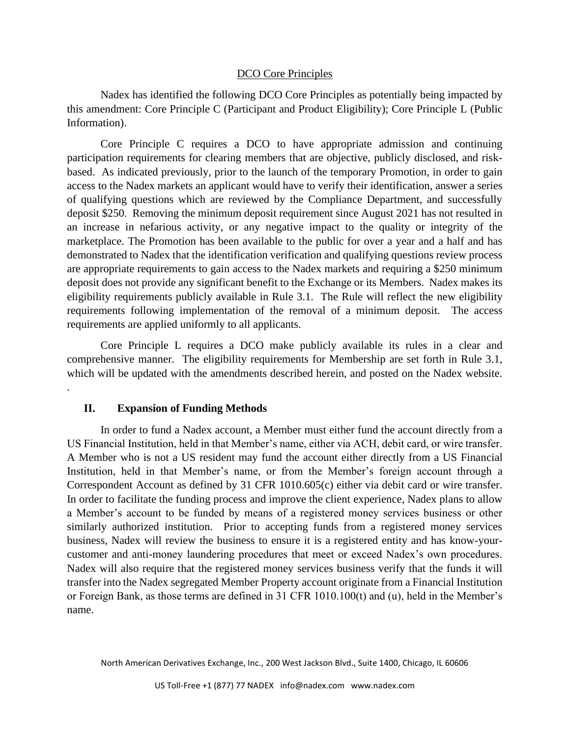DCO Core Principles

Nadex has identified the following DCO Core Principles as potentially being impacted by this amendment: Core Principle C (Participant and Product Eligibility); Core Principle L (Public Information).

Core Principle C requires a DCO to have appropriate admission and continuing participation requirements for clearing members that are objective, publicly disclosed, and risk-based. As indicated previously, prior to the launch of the temporary Promotion, in order to gain access to the Nadex markets an applicant would have to verify their identification, answer a series of qualifying questions which are reviewed by the Compliance Department, and successfully deposit \$250. Removing the minimum deposit requirement since August 2021 has not resulted in an increase in nefarious activity, or any negative impact to the quality or integrity of the marketplace. The Promotion has been available to the public for over a year and a half and has demonstrated to Nadex that the identification verification and qualifying questions review process are appropriate requirements to gain access to the Nadex markets and requiring a \$250 minimum deposit does not provide any significant benefit to the Exchange or its Members. Nadex makes its eligibility requirements publicly available in Rule 3.1. The Rule will reflect the new eligibility requirements following implementation of the removal of a minimum deposit. The access requirements are applied uniformly to all applicants.

Core Principle L requires a DCO make publicly available its rules in a clear and comprehensive manner. The eligibility requirements for Membership are set forth in Rule 3.1, which will be updated with the amendments described herein, and posted on the Nadex website.

.

## II. Expansion of Funding Methods

In order to fund a Nadex account, a Member must either fund the account directly from a US Financial Institution, held in that Member's name, either via ACH, debit card, or wire transfer. A Member who is not a US resident may fund the account either directly from a US Financial Institution, held in that Member's name, or from the Member's foreign account through a Correspondent Account as defined by 31 CFR 1010.605(c) either via debit card or wire transfer. In order to facilitate the funding process and improve the client experience, Nadex plans to allow a Member's account to be funded by means of a registered money services business or other similarly authorized institution. Prior to accepting funds from a registered money services business, Nadex will review the business to ensure it is a registered entity and has know-your-customer and anti-money laundering procedures that meet or exceed Nadex's own procedures. Nadex will also require that the registered money services business verify that the funds it will transfer into the Nadex segregated Member Property account originate from a Financial Institution or Foreign Bank, as those terms are defined in 31 CFR 1010.100(t) and (u), held in the Member's name.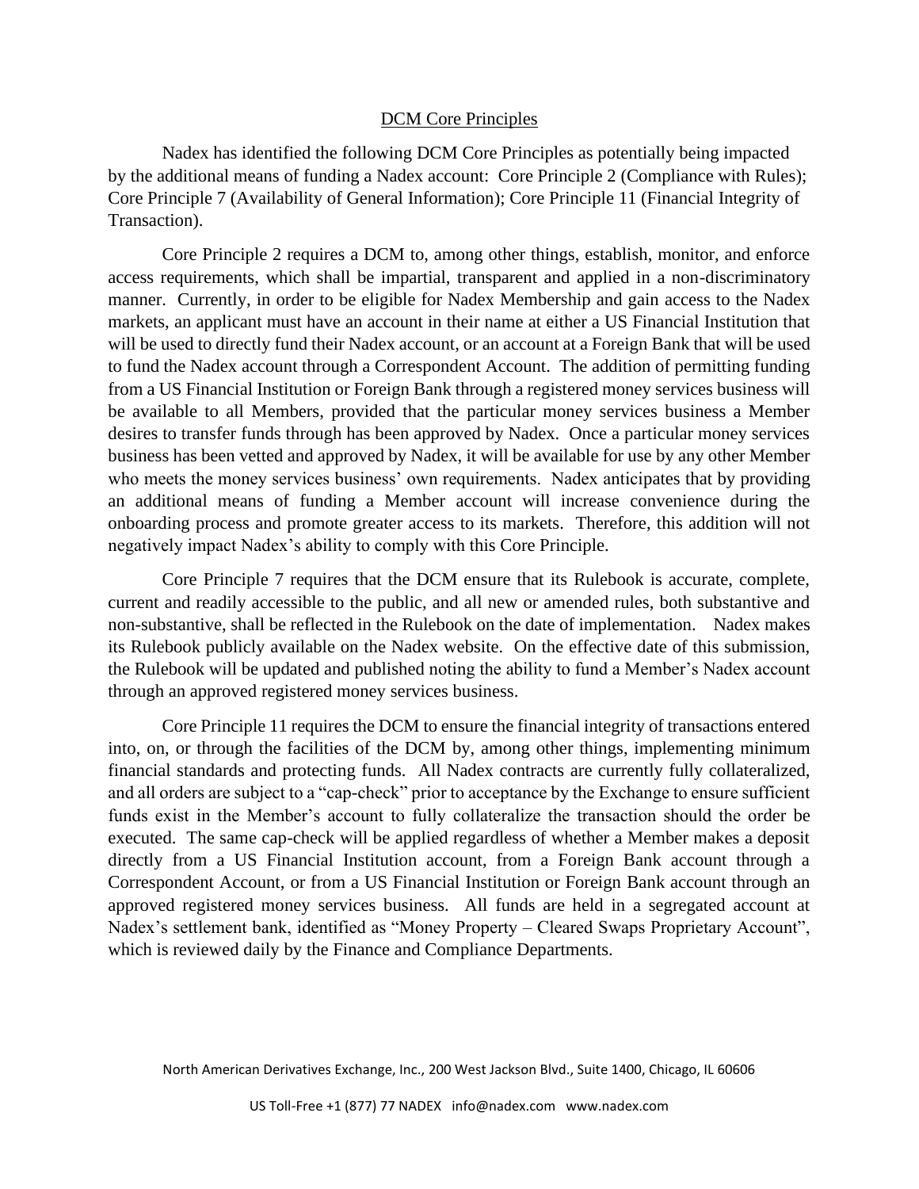## DCM Core Principles

Nadex has identified the following DCM Core Principles as potentially being impacted by the additional means of funding a Nadex account: Core Principle 2 (Compliance with Rules); Core Principle 7 (Availability of General Information); Core Principle 11 (Financial Integrity of Transaction).

Core Principle 2 requires a DCM to, among other things, establish, monitor, and enforce access requirements, which shall be impartial, transparent and applied in a non-discriminatory manner. Currently, in order to be eligible for Nadex Membership and gain access to the Nadex markets, an applicant must have an account in their name at either a US Financial Institution that will be used to directly fund their Nadex account, or an account at a Foreign Bank that will be used to fund the Nadex account through a Correspondent Account. The addition of permitting funding from a US Financial Institution or Foreign Bank through a registered money services business will be available to all Members, provided that the particular money services business a Member desires to transfer funds through has been approved by Nadex. Once a particular money services business has been vetted and approved by Nadex, it will be available for use by any other Member who meets the money services business' own requirements. Nadex anticipates that by providing an additional means of funding a Member account will increase convenience during the onboarding process and promote greater access to its markets. Therefore, this addition will not negatively impact Nadex's ability to comply with this Core Principle.

Core Principle 7 requires that the DCM ensure that its Rulebook is accurate, complete, current and readily accessible to the public, and all new or amended rules, both substantive and non-substantive, shall be reflected in the Rulebook on the date of implementation. Nadex makes its Rulebook publicly available on the Nadex website. On the effective date of this submission, the Rulebook will be updated and published noting the ability to fund a Member's Nadex account through an approved registered money services business.

Core Principle 11 requires the DCM to ensure the financial integrity of transactions entered into, on, or through the facilities of the DCM by, among other things, implementing minimum financial standards and protecting funds. All Nadex contracts are currently fully collateralized, and all orders are subject to a "cap-check" prior to acceptance by the Exchange to ensure sufficient funds exist in the Member's account to fully collateralize the transaction should the order be executed. The same cap-check will be applied regardless of whether a Member makes a deposit directly from a US Financial Institution account, from a Foreign Bank account through a Correspondent Account, or from a US Financial Institution or Foreign Bank account through an approved registered money services business. All funds are held in a segregated account at Nadex's settlement bank, identified as "Money Property – Cleared Swaps Proprietary Account", which is reviewed daily by the Finance and Compliance Departments.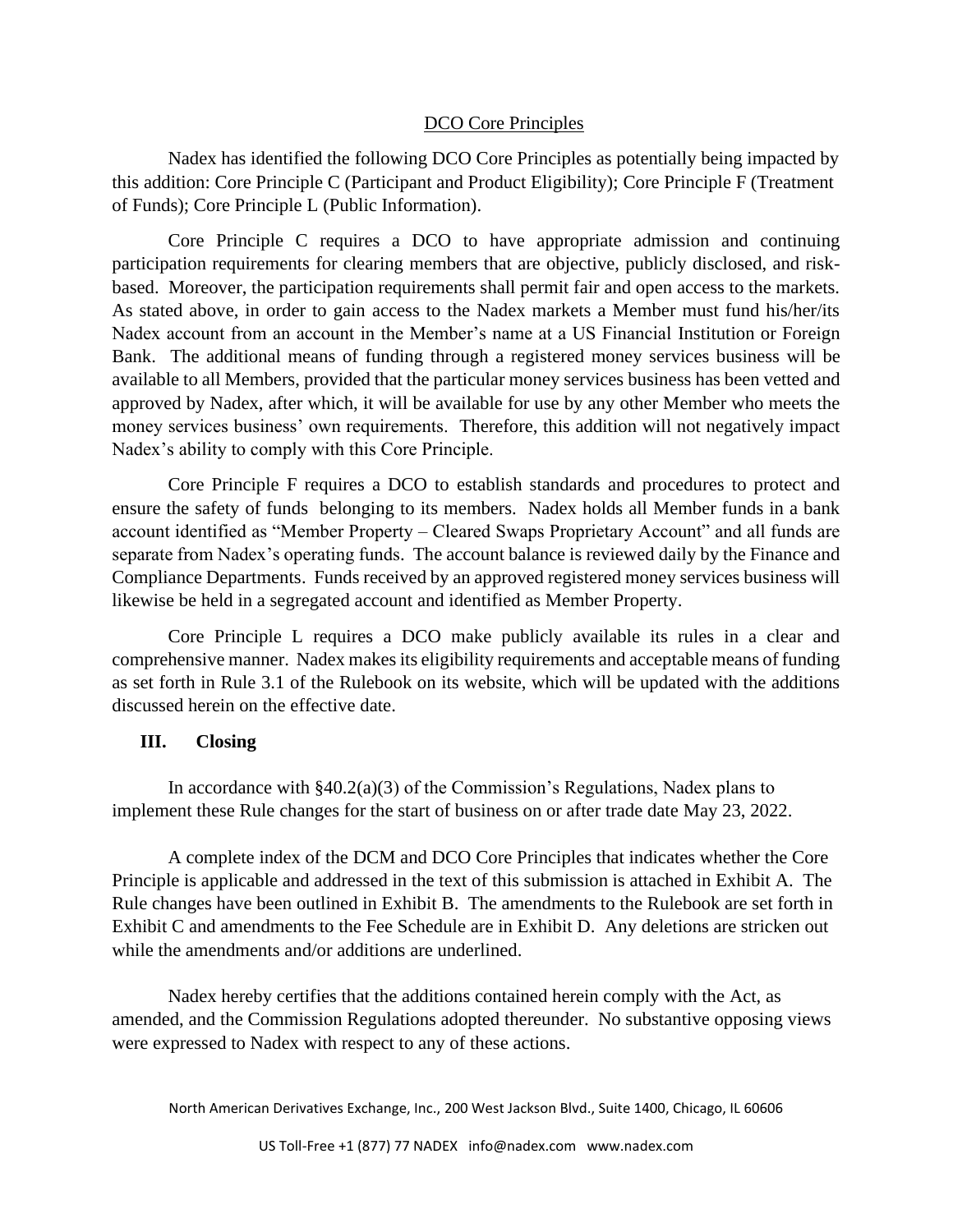<u>DCO Core Principles</u>

Nadex has identified the following DCO Core Principles as potentially being impacted by this addition: Core Principle C (Participant and Product Eligibility); Core Principle F (Treatment of Funds); Core Principle L (Public Information).

Core Principle C requires a DCO to have appropriate admission and continuing participation requirements for clearing members that are objective, publicly disclosed, and risk-based. Moreover, the participation requirements shall permit fair and open access to the markets. As stated above, in order to gain access to the Nadex markets a Member must fund his/her/its Nadex account from an account in the Member's name at a US Financial Institution or Foreign Bank. The additional means of funding through a registered money services business will be available to all Members, provided that the particular money services business has been vetted and approved by Nadex, after which, it will be available for use by any other Member who meets the money services business' own requirements. Therefore, this addition will not negatively impact Nadex's ability to comply with this Core Principle.

Core Principle F requires a DCO to establish standards and procedures to protect and ensure the safety of funds belonging to its members. Nadex holds all Member funds in a bank account identified as "Member Property – Cleared Swaps Proprietary Account" and all funds are separate from Nadex's operating funds. The account balance is reviewed daily by the Finance and Compliance Departments. Funds received by an approved registered money services business will likewise be held in a segregated account and identified as Member Property.

Core Principle L requires a DCO make publicly available its rules in a clear and comprehensive manner. Nadex makes its eligibility requirements and acceptable means of funding as set forth in Rule 3.1 of the Rulebook on its website, which will be updated with the additions discussed herein on the effective date.

## III. Closing

In accordance with §40.2(a)(3) of the Commission's Regulations, Nadex plans to implement these Rule changes for the start of business on or after trade date May 23, 2022.

A complete index of the DCM and DCO Core Principles that indicates whether the Core Principle is applicable and addressed in the text of this submission is attached in Exhibit A. The Rule changes have been outlined in Exhibit B. The amendments to the Rulebook are set forth in Exhibit C and amendments to the Fee Schedule are in Exhibit D. Any deletions are stricken out while the amendments and/or additions are underlined.

Nadex hereby certifies that the additions contained herein comply with the Act, as amended, and the Commission Regulations adopted thereunder. No substantive opposing views were expressed to Nadex with respect to any of these actions.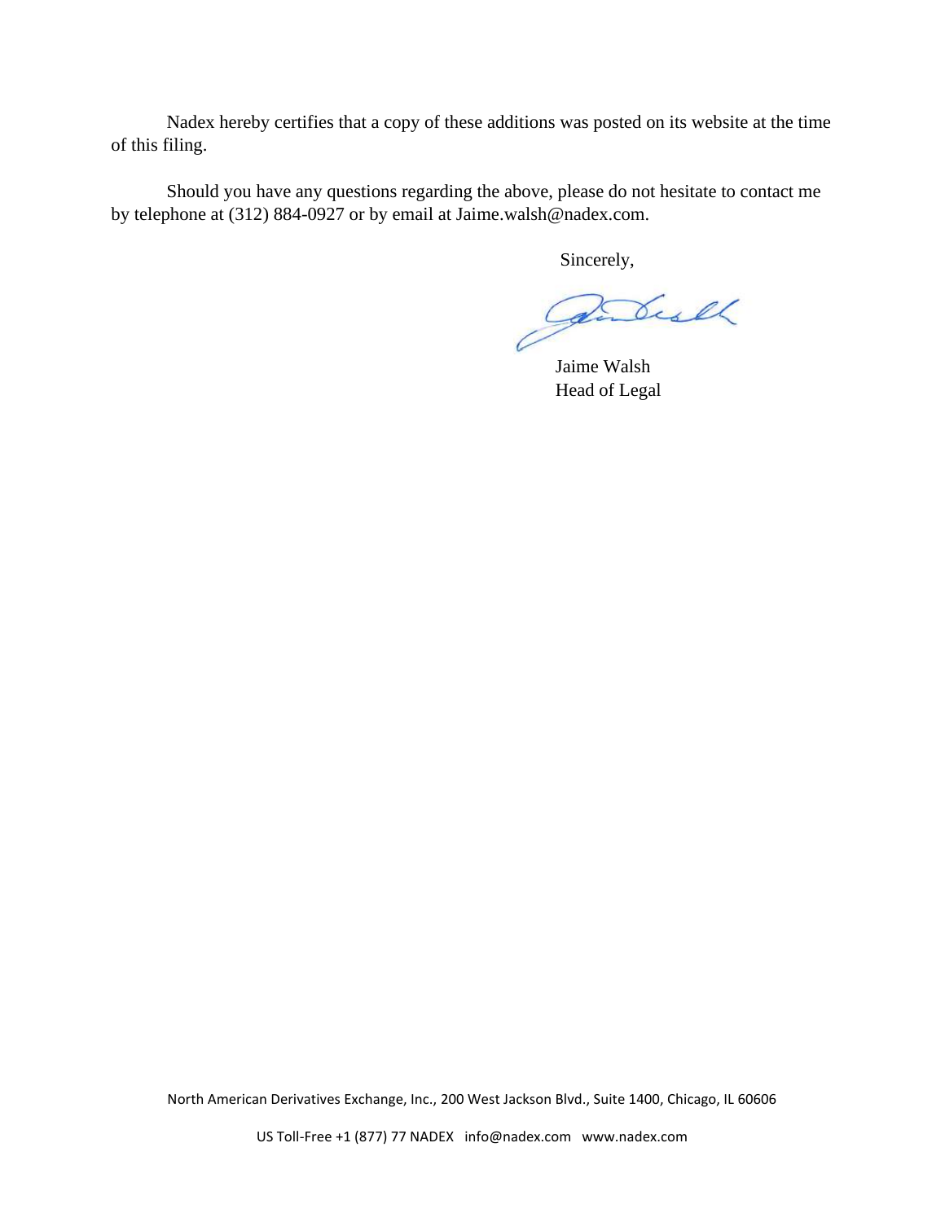Nadex hereby certifies that a copy of these additions was posted on its website at the time of this filing.

Should you have any questions regarding the above, please do not hesitate to contact me by telephone at (312) 884-0927 or by email at Jaime.walsh@nadex.com.

Sincerely,

Jaime Walsh
Head of Legal

North American Derivatives Exchange, Inc., 200 West Jackson Blvd., Suite 1400, Chicago, IL 60606

US Toll-Free +1 (877) 77 NADEX info@nadex.com www.nadex.com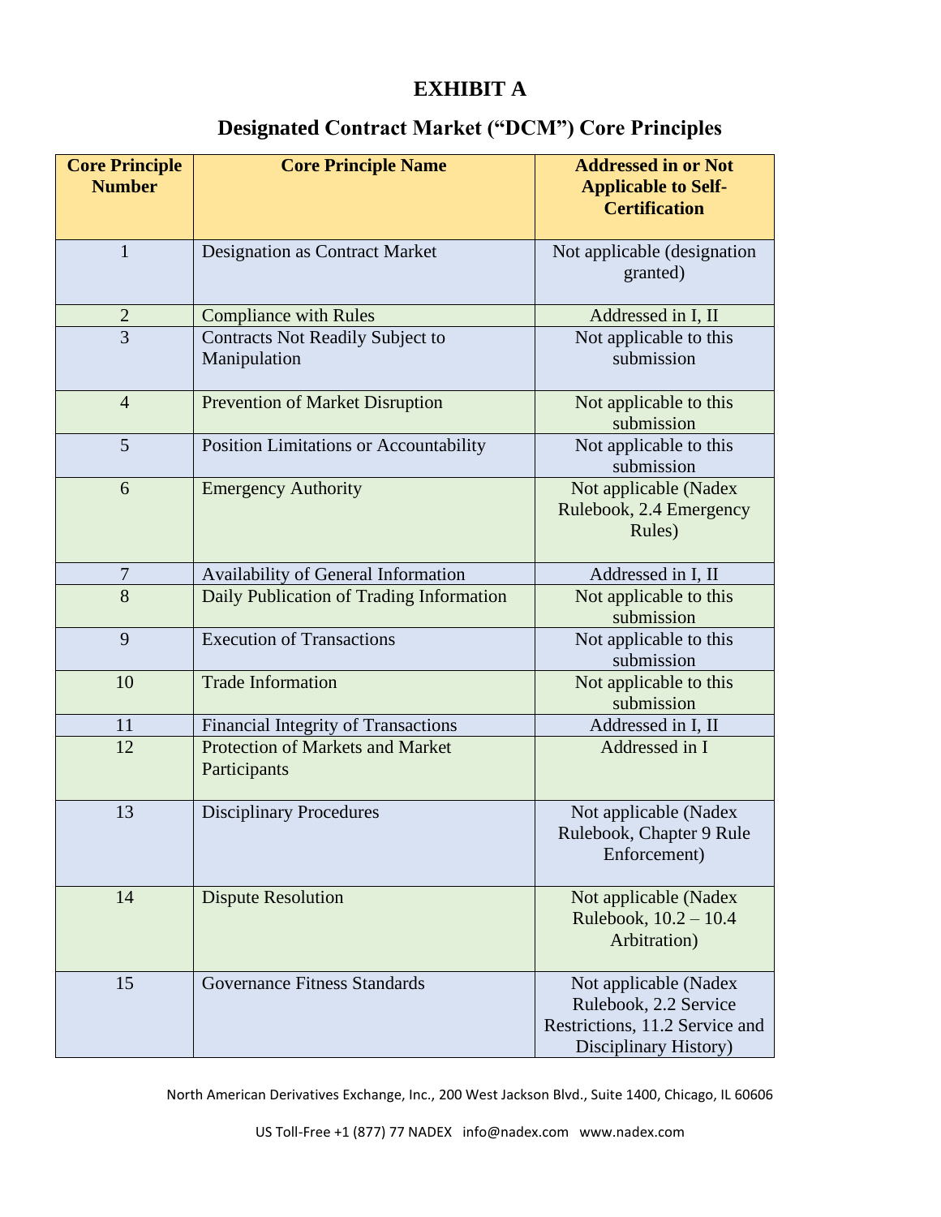# EXHIBIT A

## Designated Contract Market ("DCM") Core Principles

| Core Principle Number | Core Principle Name | Addressed in or Not Applicable to Self-Certification |
|---|---|---|
| 1 | Designation as Contract Market | Not applicable (designation granted) |
| 2 | Compliance with Rules | Addressed in I, II |
| 3 | Contracts Not Readily Subject to Manipulation | Not applicable to this submission |
| 4 | Prevention of Market Disruption | Not applicable to this submission |
| 5 | Position Limitations or Accountability | Not applicable to this submission |
| 6 | Emergency Authority | Not applicable (Nadex Rulebook, 2.4 Emergency Rules) |
| 7 | Availability of General Information | Addressed in I, II |
| 8 | Daily Publication of Trading Information | Not applicable to this submission |
| 9 | Execution of Transactions | Not applicable to this submission |
| 10 | Trade Information | Not applicable to this submission |
| 11 | Financial Integrity of Transactions | Addressed in I, II |
| 12 | Protection of Markets and Market Participants | Addressed in I |
| 13 | Disciplinary Procedures | Not applicable (Nadex Rulebook, Chapter 9 Rule Enforcement) |
| 14 | Dispute Resolution | Not applicable (Nadex Rulebook, 10.2 – 10.4 Arbitration) |
| 15 | Governance Fitness Standards | Not applicable (Nadex Rulebook, 2.2 Service Restrictions, 11.2 Service and Disciplinary History) |

North American Derivatives Exchange, Inc., 200 West Jackson Blvd., Suite 1400, Chicago, IL 60606

US Toll-Free +1 (877) 77 NADEX info@nadex.com www.nadex.com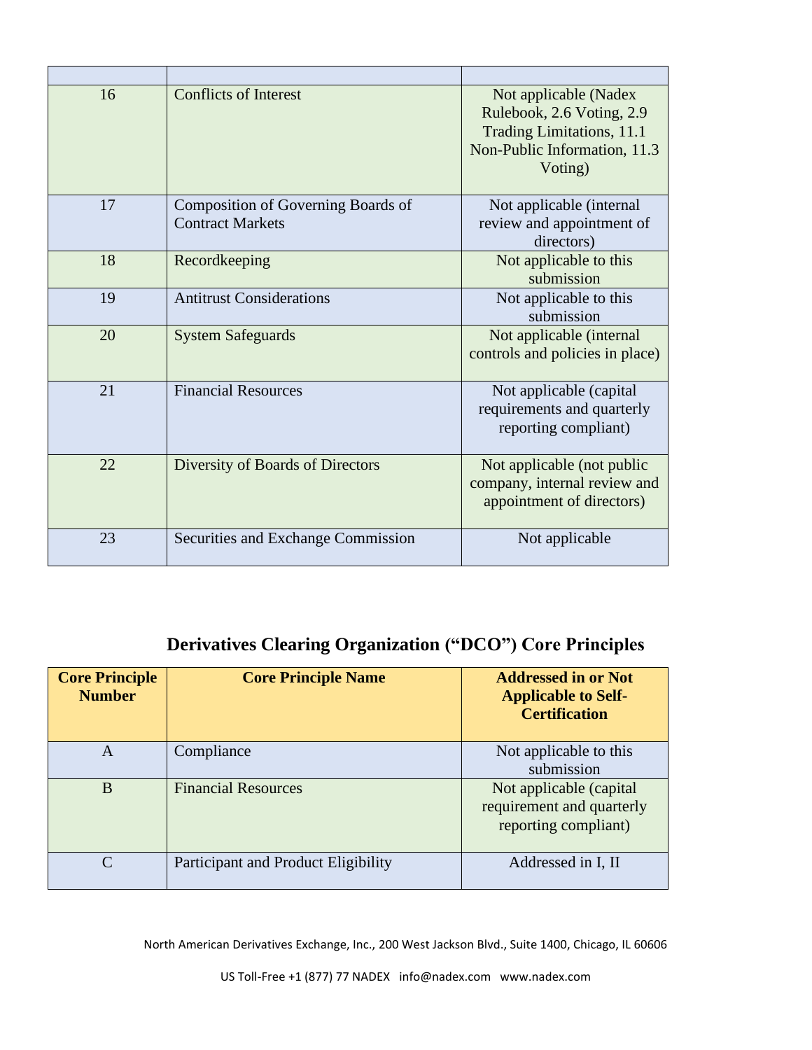| | | |
|---|---|---|
| 16 | Conflicts of Interest | Not applicable (Nadex Rulebook, 2.6 Voting, 2.9 Trading Limitations, 11.1 Non-Public Information, 11.3 Voting) |
| 17 | Composition of Governing Boards of Contract Markets | Not applicable (internal review and appointment of directors) |
| 18 | Recordkeeping | Not applicable to this submission |
| 19 | Antitrust Considerations | Not applicable to this submission |
| 20 | System Safeguards | Not applicable (internal controls and policies in place) |
| 21 | Financial Resources | Not applicable (capital requirements and quarterly reporting compliant) |
| 22 | Diversity of Boards of Directors | Not applicable (not public company, internal review and appointment of directors) |
| 23 | Securities and Exchange Commission | Not applicable |

## Derivatives Clearing Organization ("DCO") Core Principles

| Core Principle Number | Core Principle Name | Addressed in or Not Applicable to Self-Certification |
|---|---|---|
| A | Compliance | Not applicable to this submission |
| B | Financial Resources | Not applicable (capital requirement and quarterly reporting compliant) |
| C | Participant and Product Eligibility | Addressed in I, II |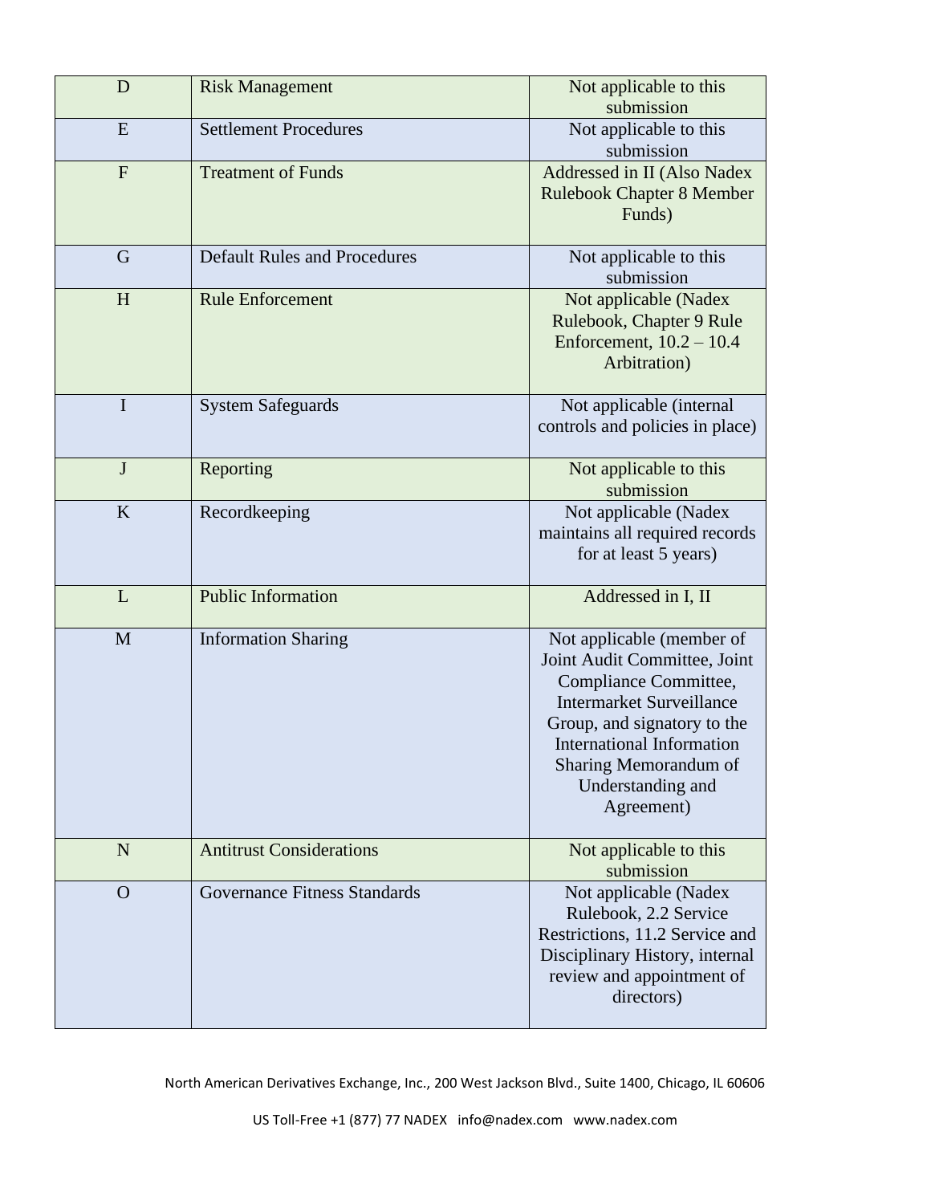| D | Risk Management | Not applicable to this submission |
|---|---|---|
| E | Settlement Procedures | Not applicable to this submission |
| F | Treatment of Funds | Addressed in II (Also Nadex Rulebook Chapter 8 Member Funds) |
| G | Default Rules and Procedures | Not applicable to this submission |
| H | Rule Enforcement | Not applicable (Nadex Rulebook, Chapter 9 Rule Enforcement, 10.2 – 10.4 Arbitration) |
| I | System Safeguards | Not applicable (internal controls and policies in place) |
| J | Reporting | Not applicable to this submission |
| K | Recordkeeping | Not applicable (Nadex maintains all required records for at least 5 years) |
| L | Public Information | Addressed in I, II |
| M | Information Sharing | Not applicable (member of Joint Audit Committee, Joint Compliance Committee, Intermarket Surveillance Group, and signatory to the International Information Sharing Memorandum of Understanding and Agreement) |
| N | Antitrust Considerations | Not applicable to this submission |
| O | Governance Fitness Standards | Not applicable (Nadex Rulebook, 2.2 Service Restrictions, 11.2 Service and Disciplinary History, internal review and appointment of directors) |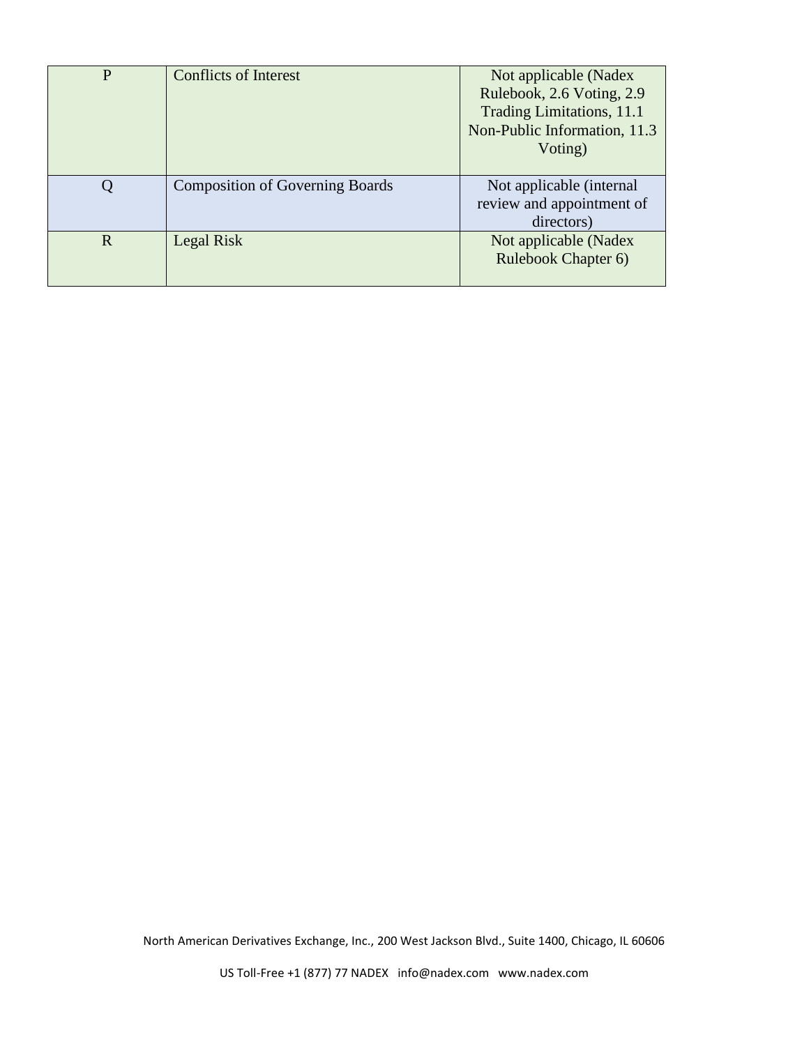| P | Conflicts of Interest | Not applicable (Nadex Rulebook, 2.6 Voting, 2.9 Trading Limitations, 11.1 Non-Public Information, 11.3 Voting) |
|---|---|---|
| Q | Composition of Governing Boards | Not applicable (internal review and appointment of directors) |
| R | Legal Risk | Not applicable (Nadex Rulebook Chapter 6) |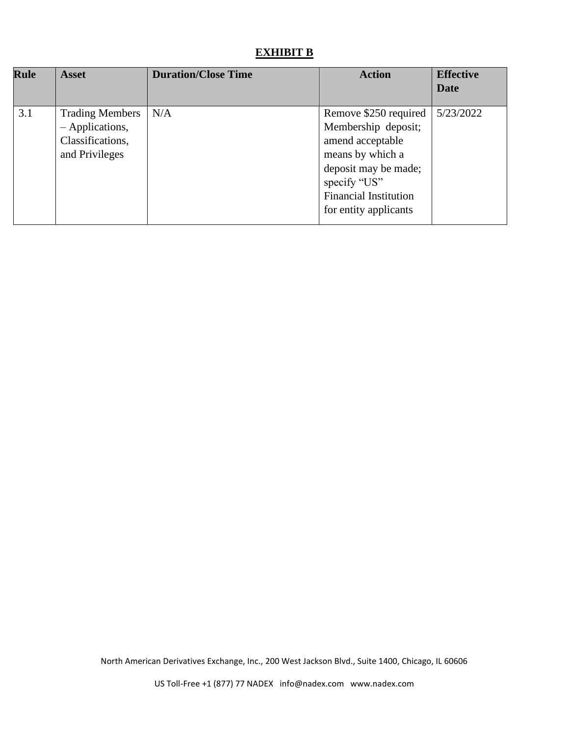# EXHIBIT B

| Rule | Asset | Duration/Close Time | Action | Effective Date |
|---|---|---|---|---|
| 3.1 | Trading Members – Applications, Classifications, and Privileges | N/A | Remove $250 required Membership deposit; amend acceptable means by which a deposit may be made; specify "US" Financial Institution for entity applicants | 5/23/2022 |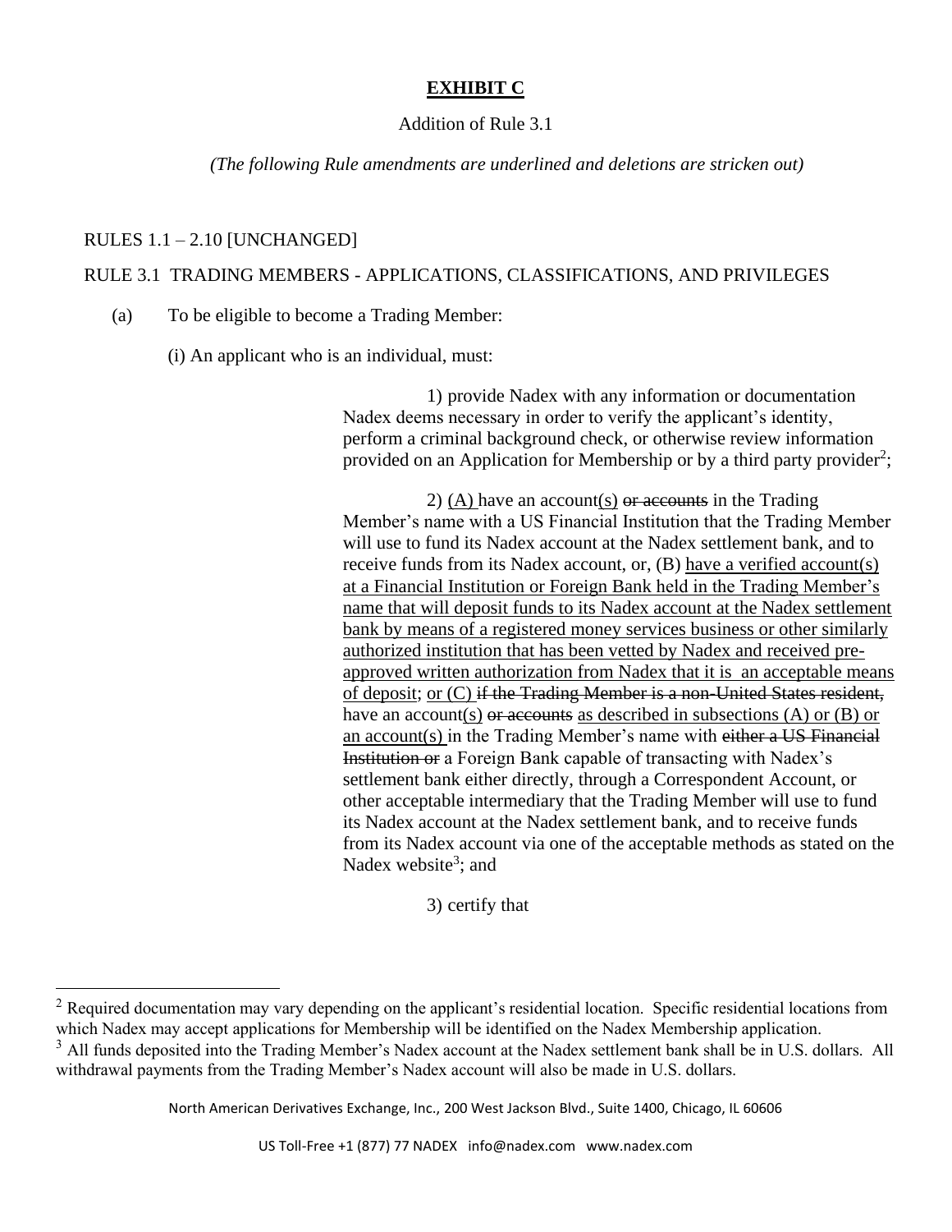**EXHIBIT C**

Addition of Rule 3.1

*(The following Rule amendments are underlined and deletions are stricken out)*

RULES 1.1 – 2.10 [UNCHANGED]

RULE 3.1 TRADING MEMBERS - APPLICATIONS, CLASSIFICATIONS, AND PRIVILEGES

(a) To be eligible to become a Trading Member:

(i) An applicant who is an individual, must:

1) provide Nadex with any information or documentation Nadex deems necessary in order to verify the applicant's identity, perform a criminal background check, or otherwise review information provided on an Application for Membership or by a third party provider[2];

2) <u>(A)</u> have an account<u>(s)</u> ~~or accounts~~ in the Trading Member's name with a US Financial Institution that the Trading Member will use to fund its Nadex account at the Nadex settlement bank, and to receive funds from its Nadex account, or, (B) <u>have a verified account(s) at a Financial Institution or Foreign Bank held in the Trading Member's name that will deposit funds to its Nadex account at the Nadex settlement bank by means of a registered money services business or other similarly authorized institution that has been vetted by Nadex and received pre-approved written authorization from Nadex that it is an acceptable means of deposit</u>; <u>or (C)</u> ~~if the Trading Member is a non-United States resident,~~ have an account<u>(s)</u> ~~or accounts~~ <u>as described in subsections (A) or (B) or an account(s)</u> in the Trading Member's name with ~~either a US Financial Institution or~~ a Foreign Bank capable of transacting with Nadex's settlement bank either directly, through a Correspondent Account, or other acceptable intermediary that the Trading Member will use to fund its Nadex account at the Nadex settlement bank, and to receive funds from its Nadex account via one of the acceptable methods as stated on the Nadex website[3]; and

3) certify that

---

[2] Required documentation may vary depending on the applicant's residential location. Specific residential locations from which Nadex may accept applications for Membership will be identified on the Nadex Membership application.

[3] All funds deposited into the Trading Member's Nadex account at the Nadex settlement bank shall be in U.S. dollars. All withdrawal payments from the Trading Member's Nadex account will also be made in U.S. dollars.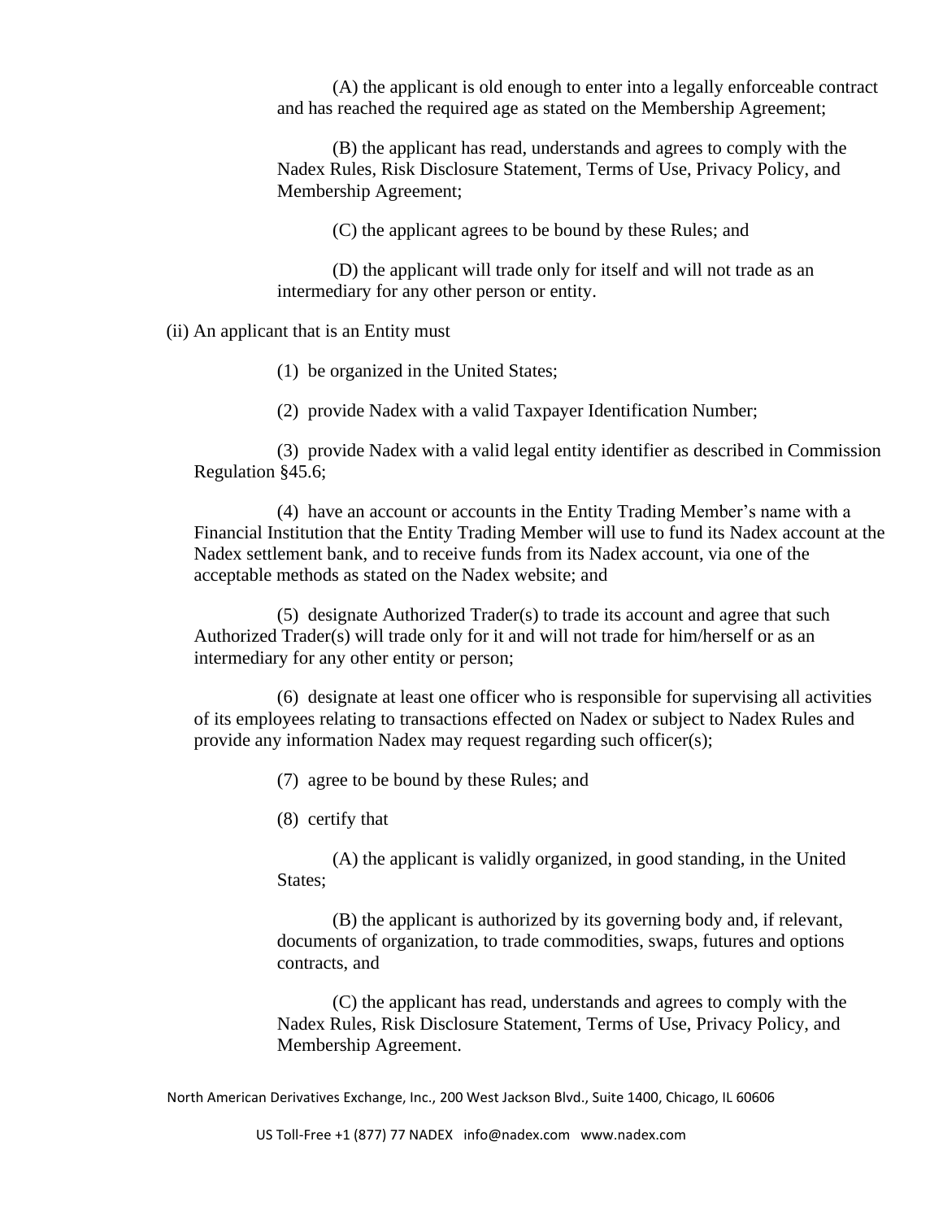(A) the applicant is old enough to enter into a legally enforceable contract and has reached the required age as stated on the Membership Agreement;

(B) the applicant has read, understands and agrees to comply with the Nadex Rules, Risk Disclosure Statement, Terms of Use, Privacy Policy, and Membership Agreement;

(C) the applicant agrees to be bound by these Rules; and

(D) the applicant will trade only for itself and will not trade as an intermediary for any other person or entity.

(ii) An applicant that is an Entity must

(1) be organized in the United States;

(2) provide Nadex with a valid Taxpayer Identification Number;

(3) provide Nadex with a valid legal entity identifier as described in Commission Regulation §45.6;

(4) have an account or accounts in the Entity Trading Member's name with a Financial Institution that the Entity Trading Member will use to fund its Nadex account at the Nadex settlement bank, and to receive funds from its Nadex account, via one of the acceptable methods as stated on the Nadex website; and

(5) designate Authorized Trader(s) to trade its account and agree that such Authorized Trader(s) will trade only for it and will not trade for him/herself or as an intermediary for any other entity or person;

(6) designate at least one officer who is responsible for supervising all activities of its employees relating to transactions effected on Nadex or subject to Nadex Rules and provide any information Nadex may request regarding such officer(s);

(7) agree to be bound by these Rules; and

(8) certify that

(A) the applicant is validly organized, in good standing, in the United States;

(B) the applicant is authorized by its governing body and, if relevant, documents of organization, to trade commodities, swaps, futures and options contracts, and

(C) the applicant has read, understands and agrees to comply with the Nadex Rules, Risk Disclosure Statement, Terms of Use, Privacy Policy, and Membership Agreement.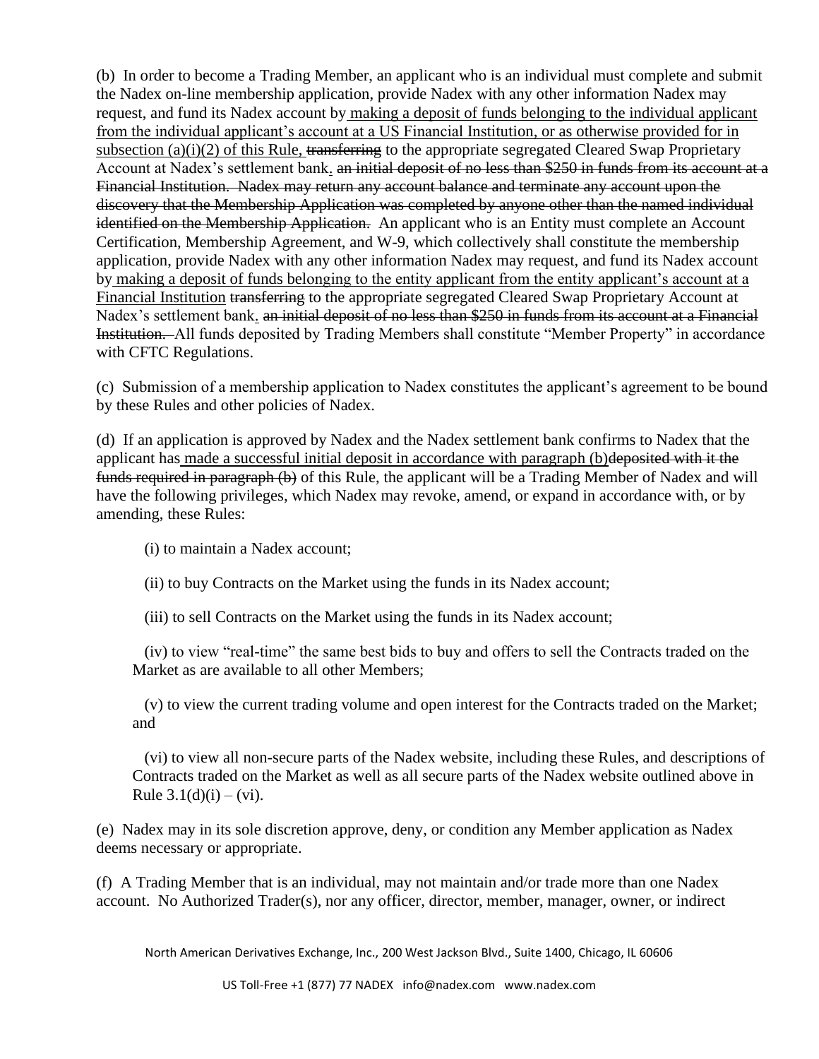(b) In order to become a Trading Member, an applicant who is an individual must complete and submit the Nadex on-line membership application, provide Nadex with any other information Nadex may request, and fund its Nadex account by <u>making a deposit of funds belonging to the individual applicant from the individual applicant's account at a US Financial Institution, or as otherwise provided for in subsection (a)(i)(2) of this Rule,</u> ~~transferring~~ to the appropriate segregated Cleared Swap Proprietary Account at Nadex's settlement bank<u>.</u> ~~an initial deposit of no less than $250 in funds from its account at a Financial Institution. Nadex may return any account balance and terminate any account upon the discovery that the Membership Application was completed by anyone other than the named individual identified on the Membership Application.~~ An applicant who is an Entity must complete an Account Certification, Membership Agreement, and W-9, which collectively shall constitute the membership application, provide Nadex with any other information Nadex may request, and fund its Nadex account by <u>making a deposit of funds belonging to the entity applicant from the entity applicant's account at a Financial Institution</u> ~~transferring~~ to the appropriate segregated Cleared Swap Proprietary Account at Nadex's settlement bank<u>.</u> ~~an initial deposit of no less than $250 in funds from its account at a Financial Institution.~~ All funds deposited by Trading Members shall constitute "Member Property" in accordance with CFTC Regulations.

(c) Submission of a membership application to Nadex constitutes the applicant's agreement to be bound by these Rules and other policies of Nadex.

(d) If an application is approved by Nadex and the Nadex settlement bank confirms to Nadex that the applicant has <u>made a successful initial deposit in accordance with paragraph (b)</u>~~deposited with it the funds required in paragraph (b)~~ of this Rule, the applicant will be a Trading Member of Nadex and will have the following privileges, which Nadex may revoke, amend, or expand in accordance with, or by amending, these Rules:

(i) to maintain a Nadex account;

(ii) to buy Contracts on the Market using the funds in its Nadex account;

(iii) to sell Contracts on the Market using the funds in its Nadex account;

(iv) to view "real-time" the same best bids to buy and offers to sell the Contracts traded on the Market as are available to all other Members;

(v) to view the current trading volume and open interest for the Contracts traded on the Market; and

(vi) to view all non-secure parts of the Nadex website, including these Rules, and descriptions of Contracts traded on the Market as well as all secure parts of the Nadex website outlined above in Rule 3.1(d)(i) – (vi).

(e) Nadex may in its sole discretion approve, deny, or condition any Member application as Nadex deems necessary or appropriate.

(f) A Trading Member that is an individual, may not maintain and/or trade more than one Nadex account. No Authorized Trader(s), nor any officer, director, member, manager, owner, or indirect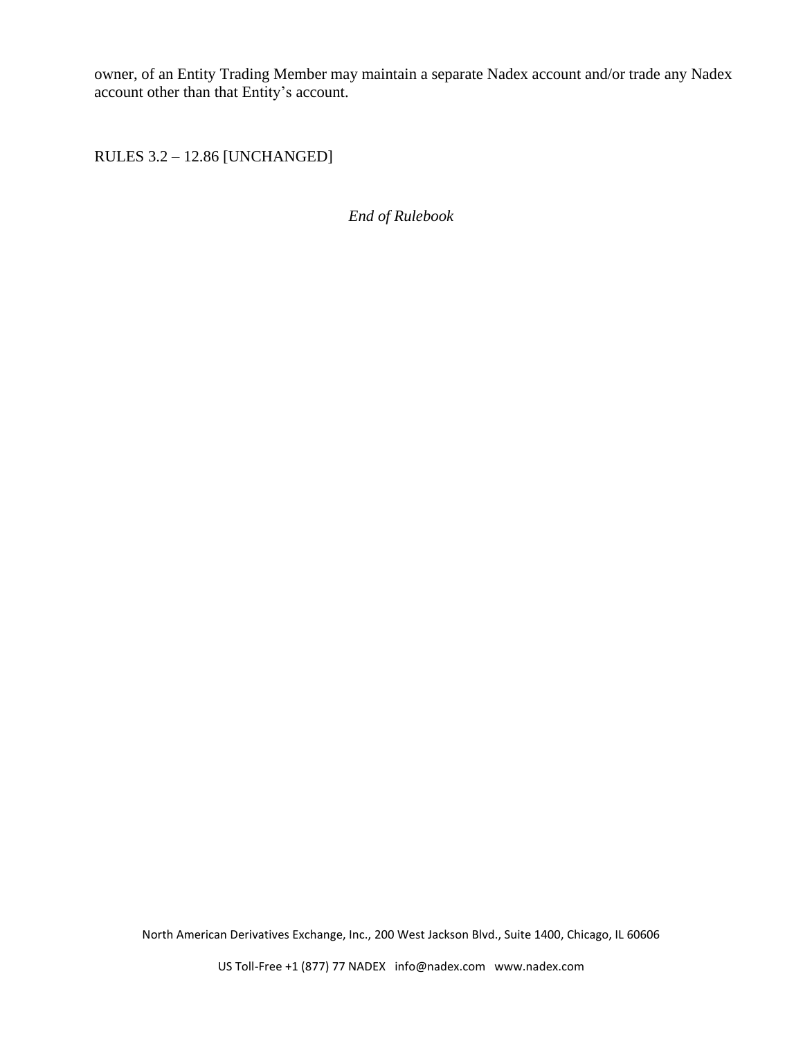owner, of an Entity Trading Member may maintain a separate Nadex account and/or trade any Nadex account other than that Entity's account.

RULES 3.2 – 12.86 [UNCHANGED]

*End of Rulebook*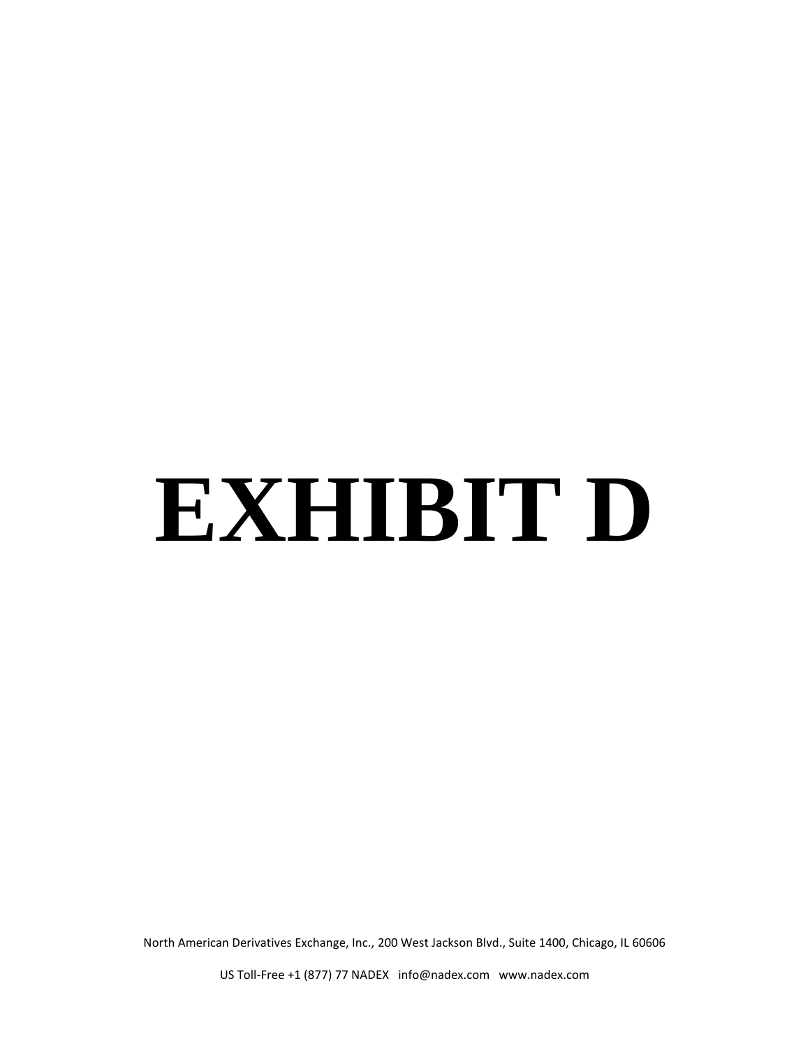# EXHIBIT D